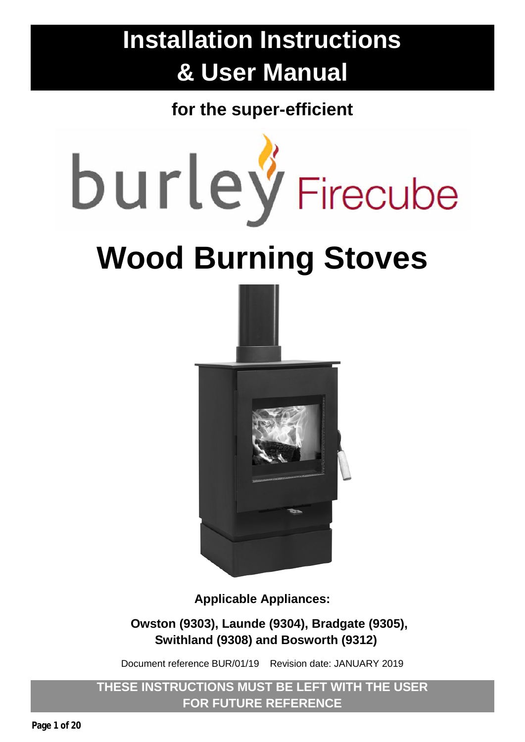# Installation Instructions & User Manual

**for the super-efficient**

burley Firecube

# Wood Burning Stoves

**Applicable Appliances:**

**Owston (9303), Launde (9304), Bradgate (9305), Swithland (9308) and Bosworth (9312)**

Document reference BUR/01/19 Revision date: JANUARY 2019

**THESE INSTRUCTIONS MUST BE LEFT WITH THE USER FOR FUTURE REFERENCE**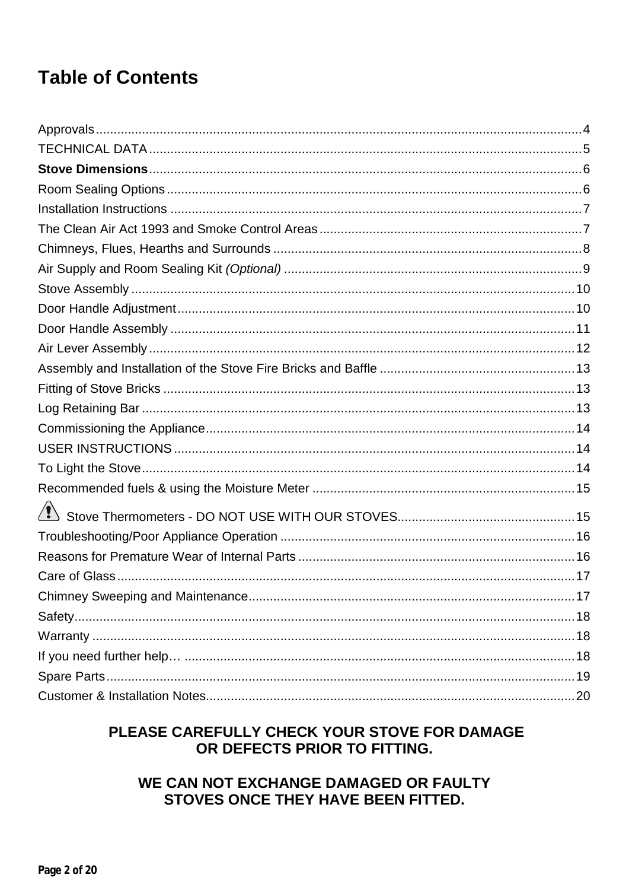# Table of Contents

Approvals........................................................................................................................................4
TECHNICAL DATA.........................................................................................................................5
**Stove Dimensions**.........................................................................................................................6
Room Sealing Options....................................................................................................................6
Installation Instructions ...................................................................................................................7
The Clean Air Act 1993 and Smoke Control Areas..........................................................................7
Chimneys, Flues, Hearths and Surrounds .......................................................................................8
Air Supply and Room Sealing Kit *(Optional)* ....................................................................................9
Stove Assembly ............................................................................................................................10
Door Handle Adjustment...............................................................................................................10
Door Handle Assembly .................................................................................................................11
Air Lever Assembly .......................................................................................................................12
Assembly and Installation of the Stove Fire Bricks and Baffle .......................................................13
Fitting of Stove Bricks ...................................................................................................................13
Log Retaining Bar .........................................................................................................................13
Commissioning the Appliance.......................................................................................................14
USER INSTRUCTIONS ................................................................................................................14
To Light the Stove.........................................................................................................................14
Recommended fuels & using the Moisture Meter .........................................................................15
⚠ Stove Thermometers - DO NOT USE WITH OUR STOVES.................................................15
Troubleshooting/Poor Appliance Operation ..................................................................................16
Reasons for Premature Wear of Internal Parts .............................................................................16
Care of Glass................................................................................................................................17
Chimney Sweeping and Maintenance...........................................................................................17
Safety............................................................................................................................................18
Warranty .......................................................................................................................................18
If you need further help… .............................................................................................................18
Spare Parts...................................................................................................................................19
Customer & Installation Notes.......................................................................................................20

**PLEASE CAREFULLY CHECK YOUR STOVE FOR DAMAGE OR DEFECTS PRIOR TO FITTING.**

**WE CAN NOT EXCHANGE DAMAGED OR FAULTY STOVES ONCE THEY HAVE BEEN FITTED.**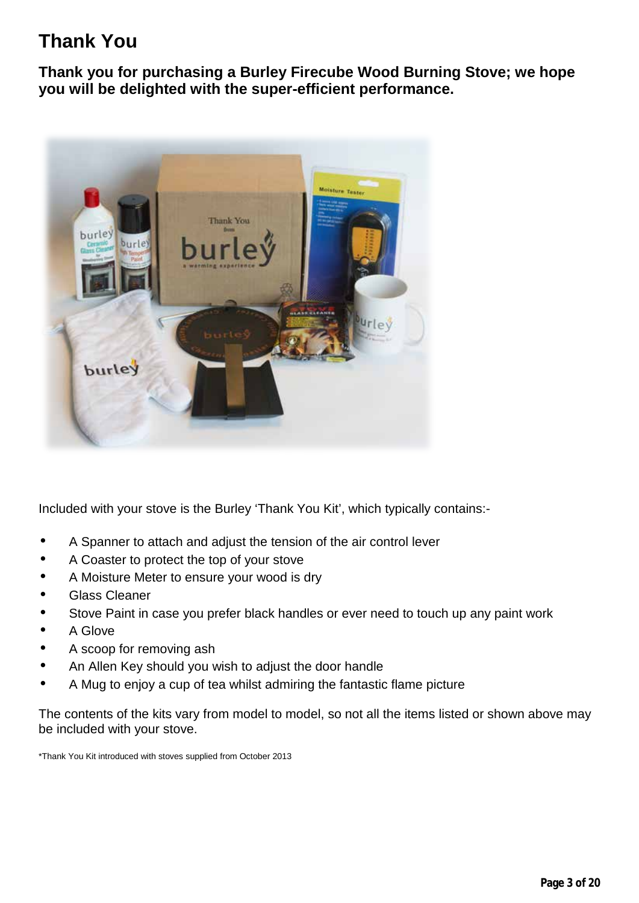# Thank You

**Thank you for purchasing a Burley Firecube Wood Burning Stove; we hope you will be delighted with the super-efficient performance.**

Included with your stove is the Burley 'Thank You Kit', which typically contains:-

- A Spanner to attach and adjust the tension of the air control lever
- A Coaster to protect the top of your stove
- A Moisture Meter to ensure your wood is dry
- Glass Cleaner
- Stove Paint in case you prefer black handles or ever need to touch up any paint work
- A Glove
- A scoop for removing ash
- An Allen Key should you wish to adjust the door handle
- A Mug to enjoy a cup of tea whilst admiring the fantastic flame picture

The contents of the kits vary from model to model, so not all the items listed or shown above may be included with your stove.

*Thank You Kit introduced with stoves supplied from October 2013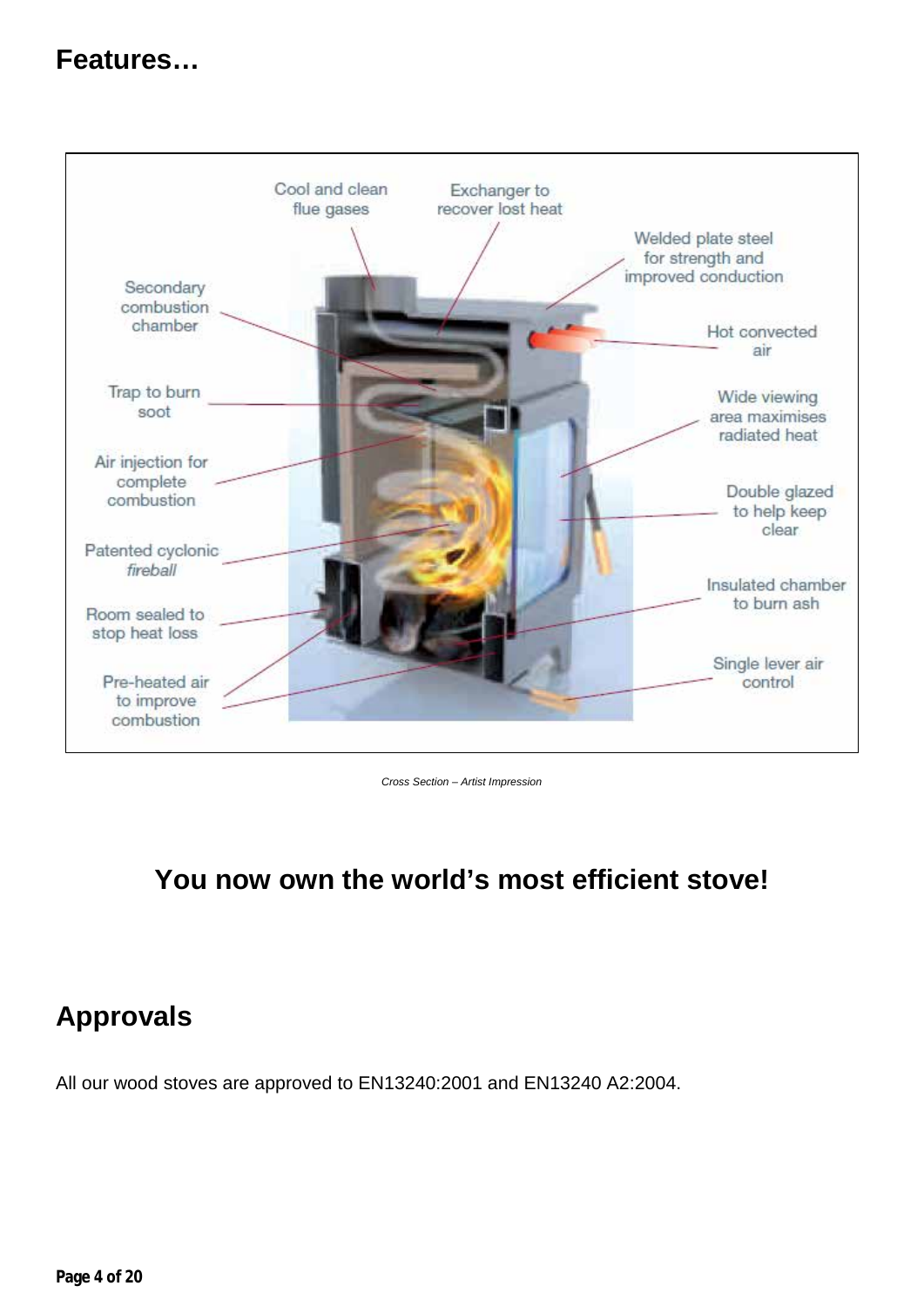## Features…

Cool and clean flue gases

Exchanger to recover lost heat

Welded plate steel for strength and improved conduction

Secondary combustion chamber

Hot convected air

Trap to burn soot

Wide viewing area maximises radiated heat

Air injection for complete combustion

Double glazed to help keep clear

Patented cyclonic *fireball*

Insulated chamber to burn ash

Room sealed to stop heat loss

Single lever air control

Pre-heated air to improve combustion

*Cross Section – Artist Impression*

### You now own the world's most efficient stove!

## Approvals

All our wood stoves are approved to EN13240:2001 and EN13240 A2:2004.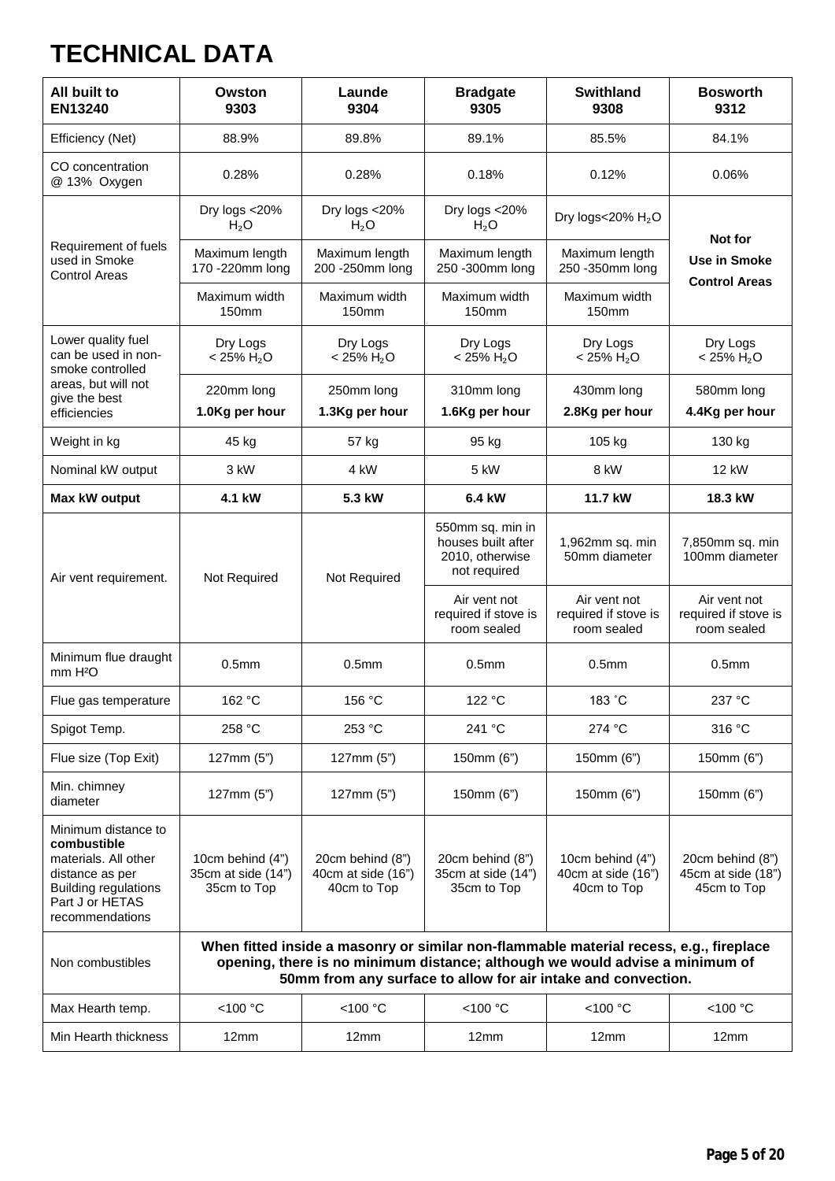# TECHNICAL DATA

| All built to EN13240 | Owston 9303 | Launde 9304 | Bradgate 9305 | Swithland 9308 | Bosworth 9312 |
|---|---|---|---|---|---|
| Efficiency (Net) | 88.9% | 89.8% | 89.1% | 85.5% | 84.1% |
| CO concentration @ 13% Oxygen | 0.28% | 0.28% | 0.18% | 0.12% | 0.06% |
| Requirement of fuels used in Smoke Control Areas | Dry logs <20% $H_2O$ | Dry logs <20% $H_2O$ | Dry logs <20% $H_2O$ | Dry logs<20% $H_2O$ | **Not for Use in Smoke Control Areas** |
| | Maximum length 170 -220mm long | Maximum length 200 -250mm long | Maximum length 250 -300mm long | Maximum length 250 -350mm long | |
| | Maximum width 150mm | Maximum width 150mm | Maximum width 150mm | Maximum width 150mm | |
| Lower quality fuel can be used in non-smoke controlled areas, but will not give the best efficiencies | Dry Logs < 25% $H_2O$ | Dry Logs < 25% $H_2O$ | Dry Logs < 25% $H_2O$ | Dry Logs < 25% $H_2O$ | Dry Logs < 25% $H_2O$ |
| | 220mm long **1.0Kg per hour** | 250mm long **1.3Kg per hour** | 310mm long **1.6Kg per hour** | 430mm long **2.8Kg per hour** | 580mm long **4.4Kg per hour** |
| Weight in kg | 45 kg | 57 kg | 95 kg | 105 kg | 130 kg |
| Nominal kW output | 3 kW | 4 kW | 5 kW | 8 kW | 12 kW |
| **Max kW output** | **4.1 kW** | **5.3 kW** | **6.4 kW** | **11.7 kW** | **18.3 kW** |
| Air vent requirement. | Not Required | Not Required | 550mm sq. min in houses built after 2010, otherwise not required | 1,962mm sq. min 50mm diameter | 7,850mm sq. min 100mm diameter |
| | | | Air vent not required if stove is room sealed | Air vent not required if stove is room sealed | Air vent not required if stove is room sealed |
| Minimum flue draught mm $H^2O$ | 0.5mm | 0.5mm | 0.5mm | 0.5mm | 0.5mm |
| Flue gas temperature | 162 °C | 156 °C | 122 °C | 183 °C | 237 °C |
| Spigot Temp. | 258 °C | 253 °C | 241 °C | 274 °C | 316 °C |
| Flue size (Top Exit) | 127mm (5") | 127mm (5") | 150mm (6") | 150mm (6") | 150mm (6") |
| Min. chimney diameter | 127mm (5") | 127mm (5") | 150mm (6") | 150mm (6") | 150mm (6") |
| Minimum distance to **combustible** materials. All other distance as per Building regulations Part J or HETAS recommendations | 10cm behind (4") 35cm at side (14") 35cm to Top | 20cm behind (8") 40cm at side (16") 40cm to Top | 20cm behind (8") 35cm at side (14") 35cm to Top | 10cm behind (4") 40cm at side (16") 40cm to Top | 20cm behind (8") 45cm at side (18") 45cm to Top |
| Non combustibles | **When fitted inside a masonry or similar non-flammable material recess, e.g., fireplace opening, there is no minimum distance; although we would advise a minimum of 50mm from any surface to allow for air intake and convection.** | | | | |
| Max Hearth temp. | <100 °C | <100 °C | <100 °C | <100 °C | <100 °C |
| Min Hearth thickness | 12mm | 12mm | 12mm | 12mm | 12mm |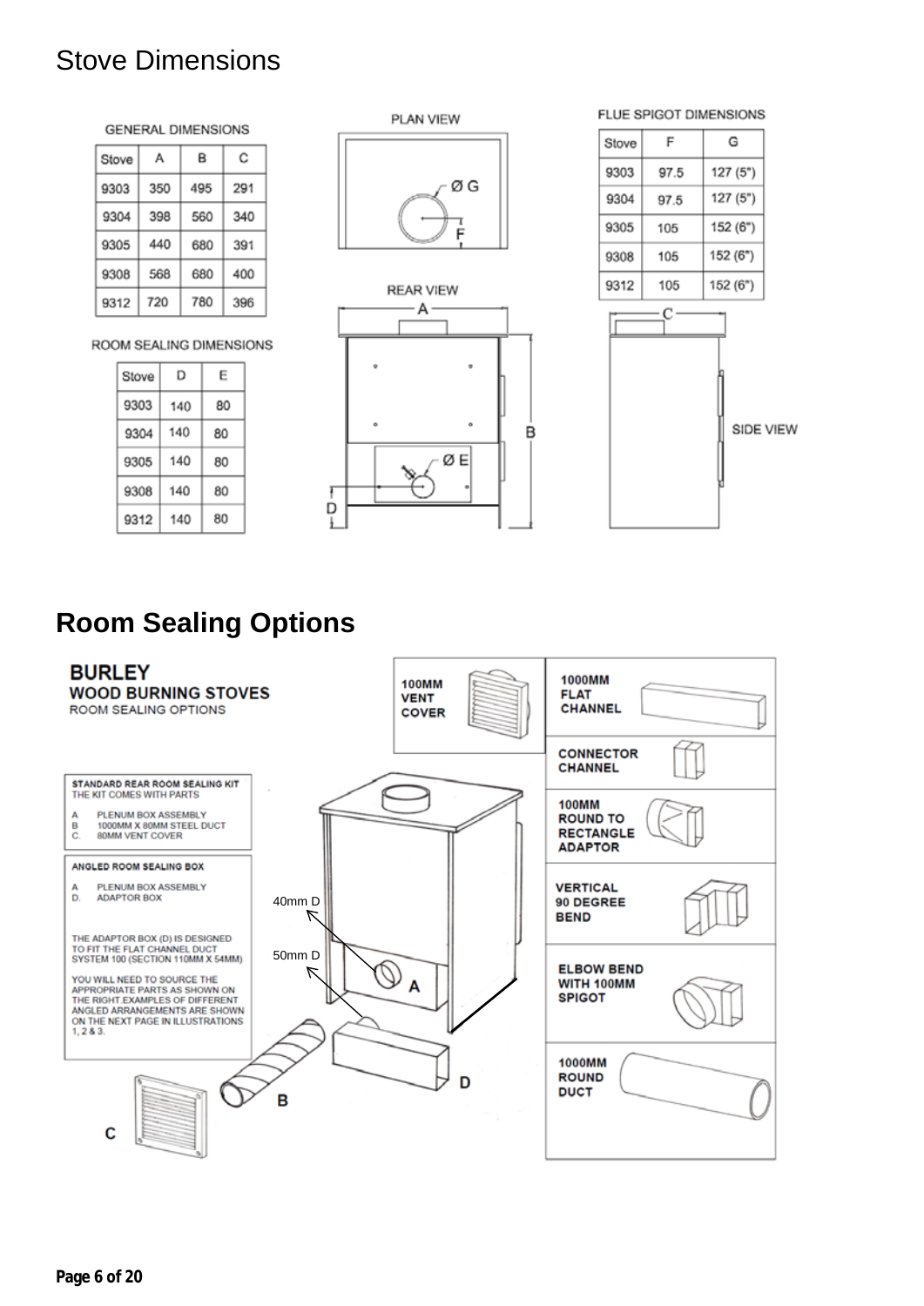# Stove Dimensions

GENERAL DIMENSIONS

| Stove | A | B | C |
|---|---|---|---|
| 9303 | 350 | 495 | 291 |
| 9304 | 398 | 560 | 340 |
| 9305 | 440 | 680 | 391 |
| 9308 | 568 | 680 | 400 |
| 9312 | 720 | 780 | 396 |

ROOM SEALING DIMENSIONS

| Stove | D | E |
|---|---|---|
| 9303 | 140 | 80 |
| 9304 | 140 | 80 |
| 9305 | 140 | 80 |
| 9308 | 140 | 80 |
| 9312 | 140 | 80 |

PLAN VIEW

REAR VIEW

FLUE SPIGOT DIMENSIONS

| Stove | F | G |
|---|---|---|
| 9303 | 97.5 | 127 (5") |
| 9304 | 97.5 | 127 (5") |
| 9305 | 105 | 152 (6") |
| 9308 | 105 | 152 (6") |
| 9312 | 105 | 152 (6") |

SIDE VIEW

# Room Sealing Options

**BURLEY**
**WOOD BURNING STOVES**
ROOM SEALING OPTIONS

**STANDARD REAR ROOM SEALING KIT**
THE KIT COMES WITH PARTS

- A PLENUM BOX ASSEMBLY
- B 1000MM X 80MM STEEL DUCT
- C. 80MM VENT COVER

**ANGLED ROOM SEALING BOX**

- A PLENUM BOX ASSEMBLY
- D. ADAPTOR BOX

THE ADAPTOR BOX (D) IS DESIGNED TO FIT THE FLAT CHANNEL DUCT SYSTEM 100 (SECTION 110MM X 54MM)

YOU WILL NEED TO SOURCE THE APPROPRIATE PARTS AS SHOWN ON THE RIGHT. EXAMPLES OF DIFFERENT ANGLED ARRANGEMENTS ARE SHOWN ON THE NEXT PAGE IN ILLUSTRATIONS 1, 2 & 3.

40mm D

50mm D

- 100MM VENT COVER
- 1000MM FLAT CHANNEL
- CONNECTOR CHANNEL
- 100MM ROUND TO RECTANGLE ADAPTOR
- VERTICAL 90 DEGREE BEND
- ELBOW BEND WITH 100MM SPIGOT
- 1000MM ROUND DUCT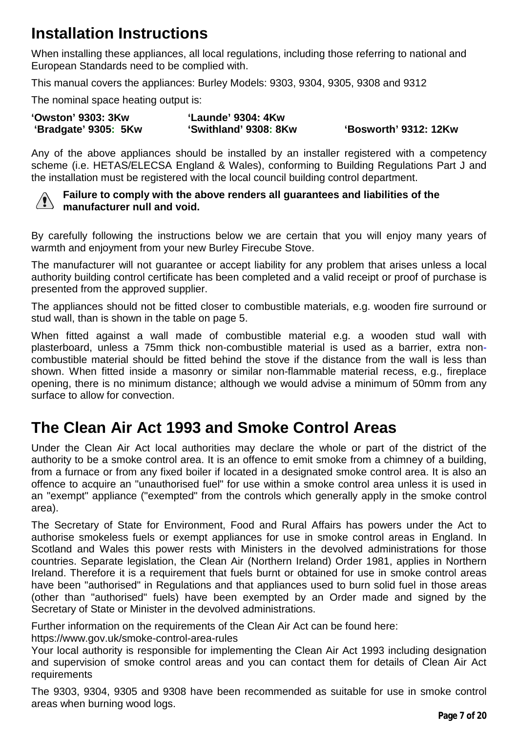# Installation Instructions

When installing these appliances, all local regulations, including those referring to national and European Standards need to be complied with.

This manual covers the appliances: Burley Models: 9303, 9304, 9305, 9308 and 9312

The nominal space heating output is:

**'Owston' 9303: 3Kw** **'Launde' 9304: 4Kw**
**'Bradgate' 9305: 5Kw** **'Swithland' 9308: 8Kw** **'Bosworth' 9312: 12Kw**

Any of the above appliances should be installed by an installer registered with a competency scheme (i.e. HETAS/ELECSA England & Wales), conforming to Building Regulations Part J and the installation must be registered with the local council building control department.

**Failure to comply with the above renders all guarantees and liabilities of the manufacturer null and void.**

By carefully following the instructions below we are certain that you will enjoy many years of warmth and enjoyment from your new Burley Firecube Stove.

The manufacturer will not guarantee or accept liability for any problem that arises unless a local authority building control certificate has been completed and a valid receipt or proof of purchase is presented from the approved supplier.

The appliances should not be fitted closer to combustible materials, e.g. wooden fire surround or stud wall, than is shown in the table on page 5.

When fitted against a wall made of combustible material e.g. a wooden stud wall with plasterboard, unless a 75mm thick non-combustible material is used as a barrier, extra non-combustible material should be fitted behind the stove if the distance from the wall is less than shown. When fitted inside a masonry or similar non-flammable material recess, e.g., fireplace opening, there is no minimum distance; although we would advise a minimum of 50mm from any surface to allow for convection.

# The Clean Air Act 1993 and Smoke Control Areas

Under the Clean Air Act local authorities may declare the whole or part of the district of the authority to be a smoke control area. It is an offence to emit smoke from a chimney of a building, from a furnace or from any fixed boiler if located in a designated smoke control area. It is also an offence to acquire an "unauthorised fuel" for use within a smoke control area unless it is used in an "exempt" appliance ("exempted" from the controls which generally apply in the smoke control area).

The Secretary of State for Environment, Food and Rural Affairs has powers under the Act to authorise smokeless fuels or exempt appliances for use in smoke control areas in England. In Scotland and Wales this power rests with Ministers in the devolved administrations for those countries. Separate legislation, the Clean Air (Northern Ireland) Order 1981, applies in Northern Ireland. Therefore it is a requirement that fuels burnt or obtained for use in smoke control areas have been "authorised" in Regulations and that appliances used to burn solid fuel in those areas (other than "authorised" fuels) have been exempted by an Order made and signed by the Secretary of State or Minister in the devolved administrations.

Further information on the requirements of the Clean Air Act can be found here:
https://www.gov.uk/smoke-control-area-rules
Your local authority is responsible for implementing the Clean Air Act 1993 including designation and supervision of smoke control areas and you can contact them for details of Clean Air Act requirements

The 9303, 9304, 9305 and 9308 have been recommended as suitable for use in smoke control areas when burning wood logs.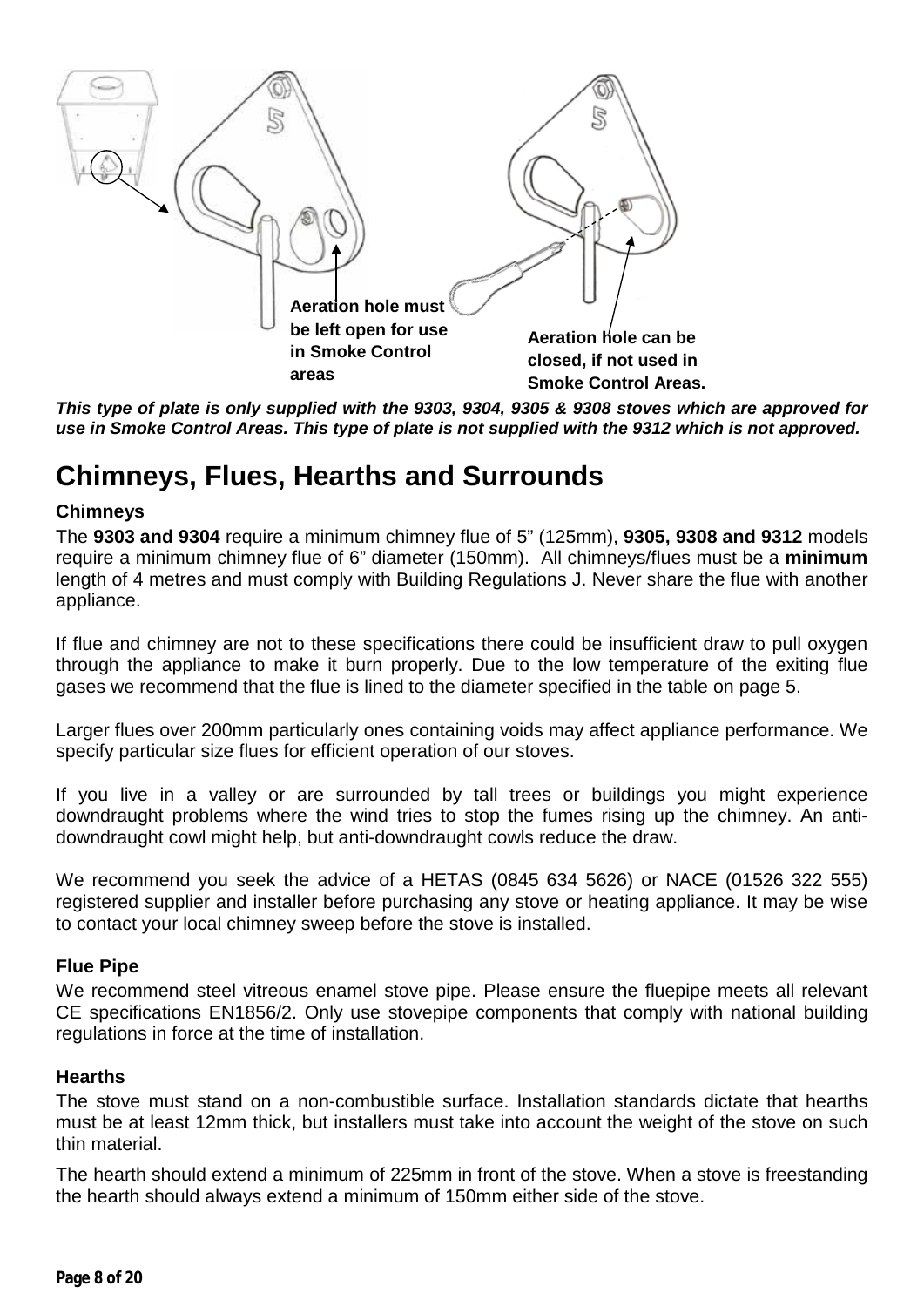Aeration hole must be left open for use in Smoke Control areas

Aeration hole can be closed, if not used in Smoke Control Areas.

***This type of plate is only supplied with the 9303, 9304, 9305 & 9308 stoves which are approved for use in Smoke Control Areas. This type of plate is not supplied with the 9312 which is not approved.***

# Chimneys, Flues, Hearths and Surrounds

### Chimneys

The **9303 and 9304** require a minimum chimney flue of 5" (125mm), **9305, 9308 and 9312** models require a minimum chimney flue of 6" diameter (150mm). All chimneys/flues must be a **minimum** length of 4 metres and must comply with Building Regulations J. Never share the flue with another appliance.

If flue and chimney are not to these specifications there could be insufficient draw to pull oxygen through the appliance to make it burn properly. Due to the low temperature of the exiting flue gases we recommend that the flue is lined to the diameter specified in the table on page 5.

Larger flues over 200mm particularly ones containing voids may affect appliance performance. We specify particular size flues for efficient operation of our stoves.

If you live in a valley or are surrounded by tall trees or buildings you might experience downdraught problems where the wind tries to stop the fumes rising up the chimney. An anti-downdraught cowl might help, but anti-downdraught cowls reduce the draw.

We recommend you seek the advice of a HETAS (0845 634 5626) or NACE (01526 322 555) registered supplier and installer before purchasing any stove or heating appliance. It may be wise to contact your local chimney sweep before the stove is installed.

### Flue Pipe

We recommend steel vitreous enamel stove pipe. Please ensure the fluepipe meets all relevant CE specifications EN1856/2. Only use stovepipe components that comply with national building regulations in force at the time of installation.

### Hearths

The stove must stand on a non-combustible surface. Installation standards dictate that hearths must be at least 12mm thick, but installers must take into account the weight of the stove on such thin material.

The hearth should extend a minimum of 225mm in front of the stove. When a stove is freestanding the hearth should always extend a minimum of 150mm either side of the stove.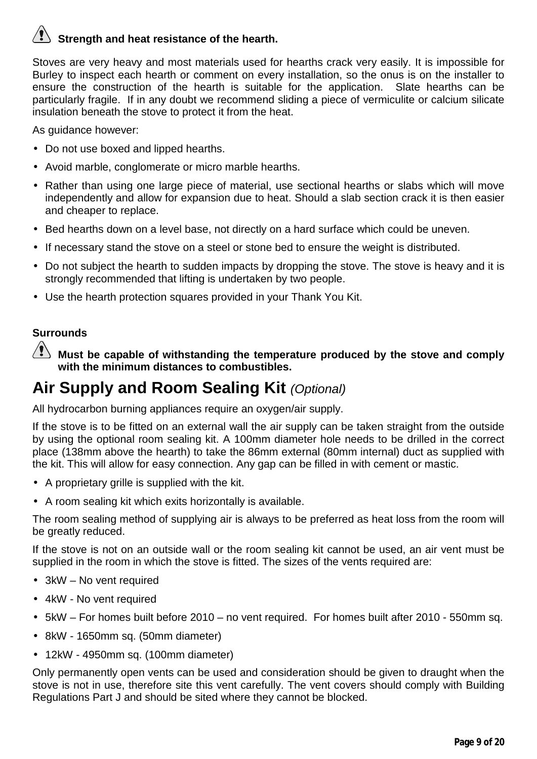**Strength and heat resistance of the hearth.**

Stoves are very heavy and most materials used for hearths crack very easily. It is impossible for Burley to inspect each hearth or comment on every installation, so the onus is on the installer to ensure the construction of the hearth is suitable for the application. Slate hearths can be particularly fragile. If in any doubt we recommend sliding a piece of vermiculite or calcium silicate insulation beneath the stove to protect it from the heat.

As guidance however:

- Do not use boxed and lipped hearths.
- Avoid marble, conglomerate or micro marble hearths.
- Rather than using one large piece of material, use sectional hearths or slabs which will move independently and allow for expansion due to heat. Should a slab section crack it is then easier and cheaper to replace.
- Bed hearths down on a level base, not directly on a hard surface which could be uneven.
- If necessary stand the stove on a steel or stone bed to ensure the weight is distributed.
- Do not subject the hearth to sudden impacts by dropping the stove. The stove is heavy and it is strongly recommended that lifting is undertaken by two people.
- Use the hearth protection squares provided in your Thank You Kit.

**Surrounds**

**Must be capable of withstanding the temperature produced by the stove and comply with the minimum distances to combustibles.**

# Air Supply and Room Sealing Kit *(Optional)*

All hydrocarbon burning appliances require an oxygen/air supply.

If the stove is to be fitted on an external wall the air supply can be taken straight from the outside by using the optional room sealing kit. A 100mm diameter hole needs to be drilled in the correct place (138mm above the hearth) to take the 86mm external (80mm internal) duct as supplied with the kit. This will allow for easy connection. Any gap can be filled in with cement or mastic.

- A proprietary grille is supplied with the kit.
- A room sealing kit which exits horizontally is available.

The room sealing method of supplying air is always to be preferred as heat loss from the room will be greatly reduced.

If the stove is not on an outside wall or the room sealing kit cannot be used, an air vent must be supplied in the room in which the stove is fitted. The sizes of the vents required are:

- 3kW – No vent required
- 4kW - No vent required
- 5kW – For homes built before 2010 – no vent required. For homes built after 2010 - 550mm sq.
- 8kW - 1650mm sq. (50mm diameter)
- 12kW - 4950mm sq. (100mm diameter)

Only permanently open vents can be used and consideration should be given to draught when the stove is not in use, therefore site this vent carefully. The vent covers should comply with Building Regulations Part J and should be sited where they cannot be blocked.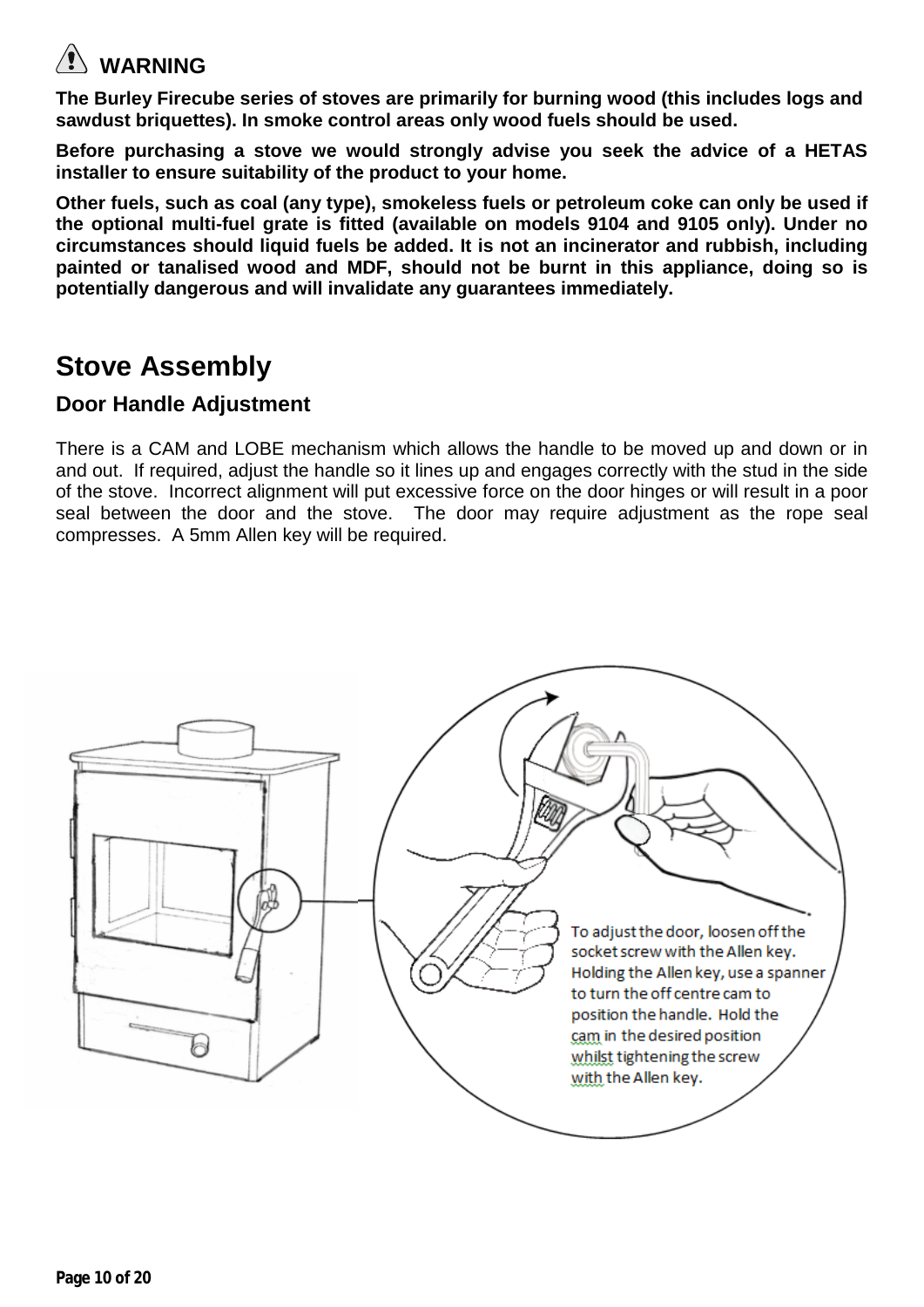## ⚠ WARNING

**The Burley Firecube series of stoves are primarily for burning wood (this includes logs and sawdust briquettes). In smoke control areas only wood fuels should be used.**

**Before purchasing a stove we would strongly advise you seek the advice of a HETAS installer to ensure suitability of the product to your home.**

**Other fuels, such as coal (any type), smokeless fuels or petroleum coke can only be used if the optional multi-fuel grate is fitted (available on models 9104 and 9105 only). Under no circumstances should liquid fuels be added. It is not an incinerator and rubbish, including painted or tanalised wood and MDF, should not be burnt in this appliance, doing so is potentially dangerous and will invalidate any guarantees immediately.**

# Stove Assembly

## Door Handle Adjustment

There is a CAM and LOBE mechanism which allows the handle to be moved up and down or in and out. If required, adjust the handle so it lines up and engages correctly with the stud in the side of the stove. Incorrect alignment will put excessive force on the door hinges or will result in a poor seal between the door and the stove. The door may require adjustment as the rope seal compresses. A 5mm Allen key will be required.

To adjust the door, loosen off the socket screw with the Allen key. Holding the Allen key, use a spanner to turn the off centre cam to position the handle. Hold the cam in the desired position whilst tightening the screw with the Allen key.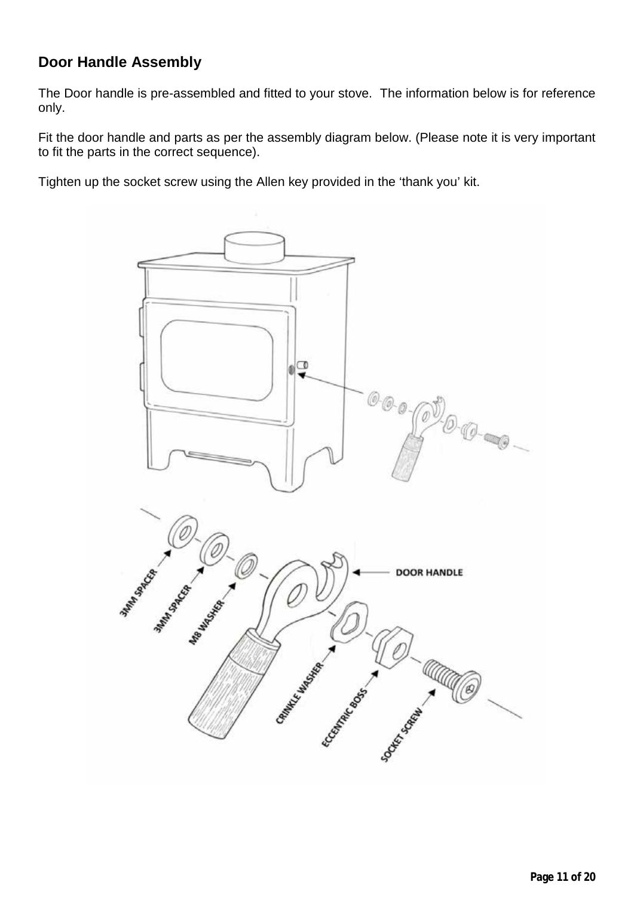## Door Handle Assembly

The Door handle is pre-assembled and fitted to your stove.  The information below is for reference only.

Fit the door handle and parts as per the assembly diagram below. (Please note it is very important to fit the parts in the correct sequence).

Tighten up the socket screw using the Allen key provided in the 'thank you' kit.

DOOR HANDLE

3MM SPACER

3MM SPACER

M8 WASHER

CRINKLE WASHER

ECCENTRIC BOSS

SOCKET SCREW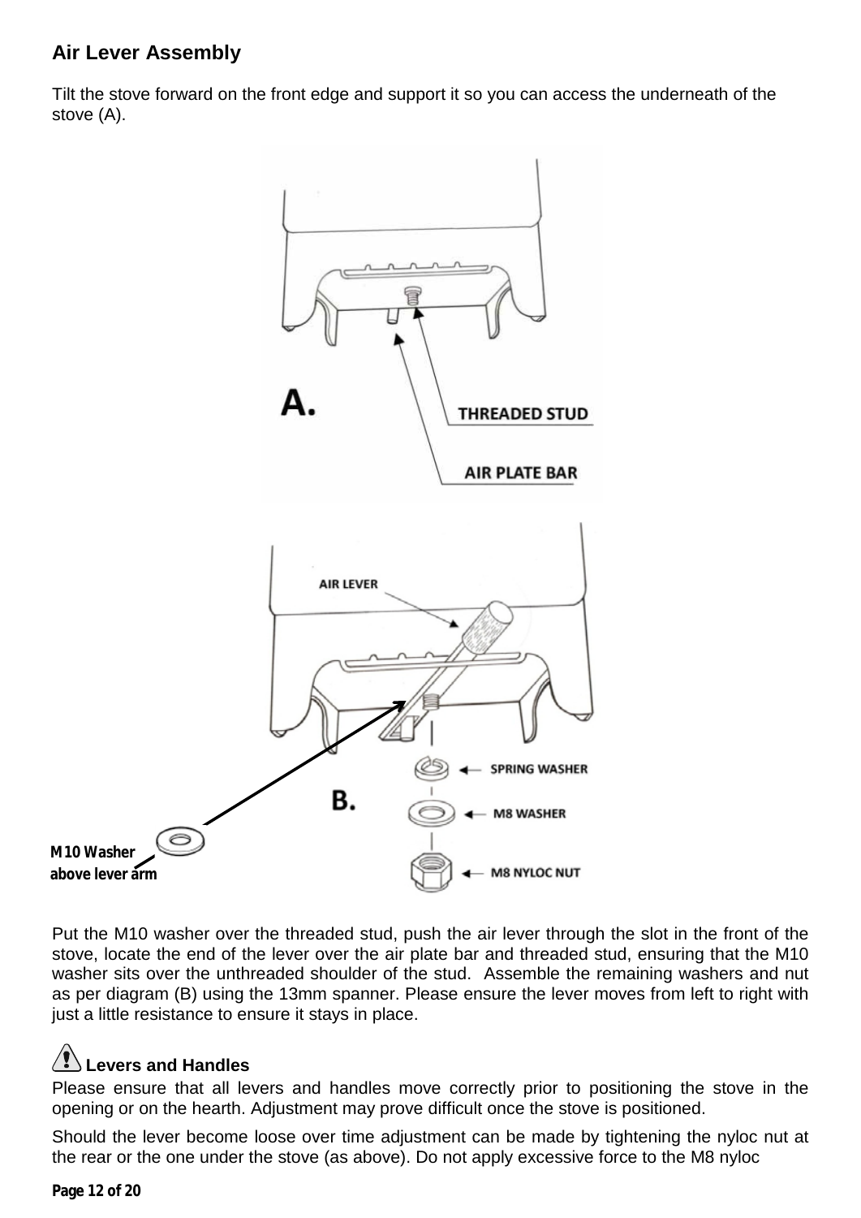## Air Lever Assembly

Tilt the stove forward on the front edge and support it so you can access the underneath of the stove (A).

A.

THREADED STUD

AIR PLATE BAR

AIR LEVER

B.

SPRING WASHER

M8 WASHER

M8 NYLOC NUT

M10 Washer above lever arm

Put the M10 washer over the threaded stud, push the air lever through the slot in the front of the stove, locate the end of the lever over the air plate bar and threaded stud, ensuring that the M10 washer sits over the unthreaded shoulder of the stud. Assemble the remaining washers and nut as per diagram (B) using the 13mm spanner. Please ensure the lever moves from left to right with just a little resistance to ensure it stays in place.

### Levers and Handles

Please ensure that all levers and handles move correctly prior to positioning the stove in the opening or on the hearth. Adjustment may prove difficult once the stove is positioned.

Should the lever become loose over time adjustment can be made by tightening the nyloc nut at the rear or the one under the stove (as above). Do not apply excessive force to the M8 nyloc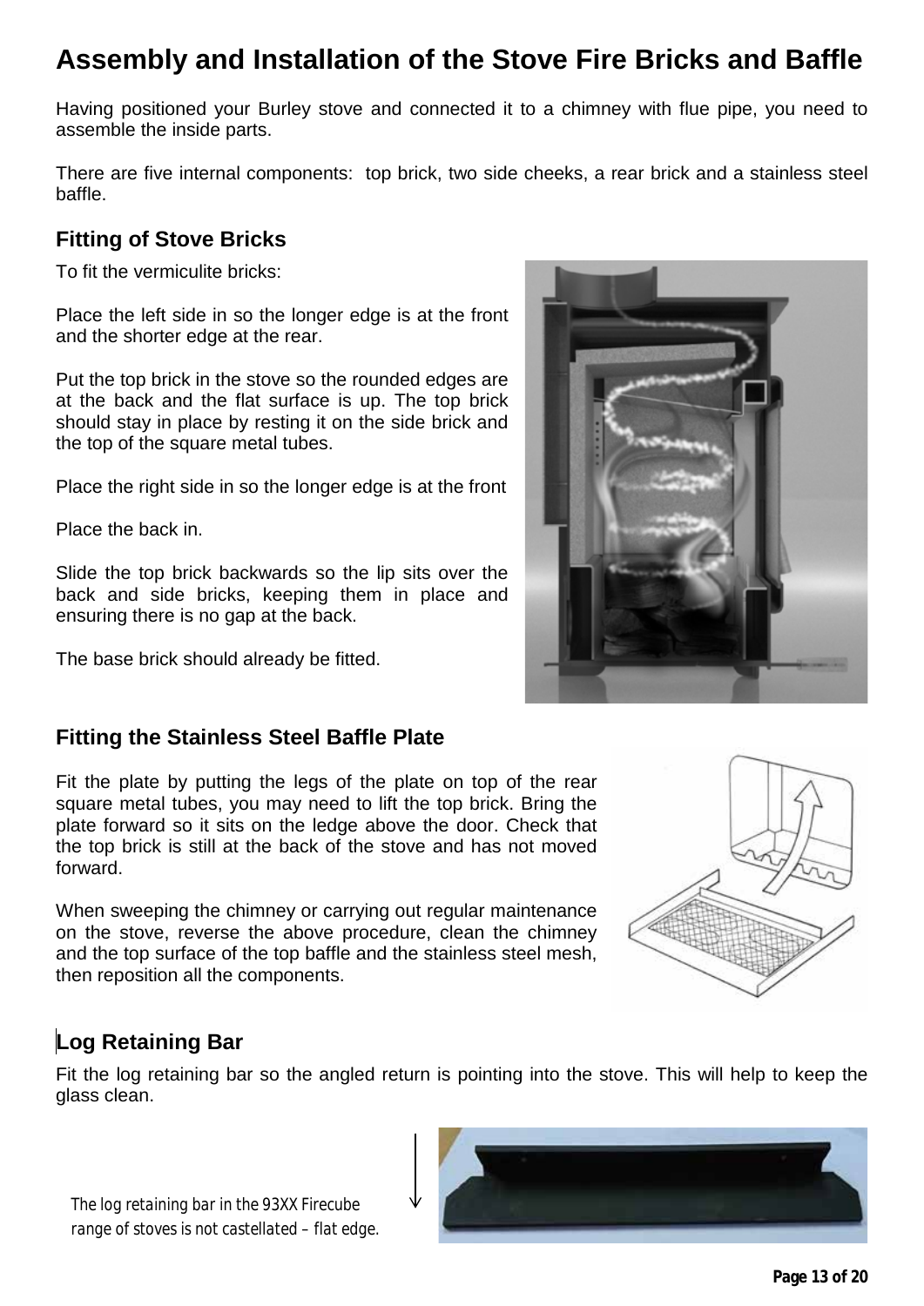# Assembly and Installation of the Stove Fire Bricks and Baffle

Having positioned your Burley stove and connected it to a chimney with flue pipe, you need to assemble the inside parts.

There are five internal components: top brick, two side cheeks, a rear brick and a stainless steel baffle.

## Fitting of Stove Bricks

To fit the vermiculite bricks:

Place the left side in so the longer edge is at the front and the shorter edge at the rear.

Put the top brick in the stove so the rounded edges are at the back and the flat surface is up. The top brick should stay in place by resting it on the side brick and the top of the square metal tubes.

Place the right side in so the longer edge is at the front

Place the back in.

Slide the top brick backwards so the lip sits over the back and side bricks, keeping them in place and ensuring there is no gap at the back.

The base brick should already be fitted.

## Fitting the Stainless Steel Baffle Plate

Fit the plate by putting the legs of the plate on top of the rear square metal tubes, you may need to lift the top brick. Bring the plate forward so it sits on the ledge above the door. Check that the top brick is still at the back of the stove and has not moved forward.

When sweeping the chimney or carrying out regular maintenance on the stove, reverse the above procedure, clean the chimney and the top surface of the top baffle and the stainless steel mesh, then reposition all the components.

## Log Retaining Bar

Fit the log retaining bar so the angled return is pointing into the stove. This will help to keep the glass clean.

*The log retaining bar in the 93XX Firecube range of stoves is not castellated – flat edge.*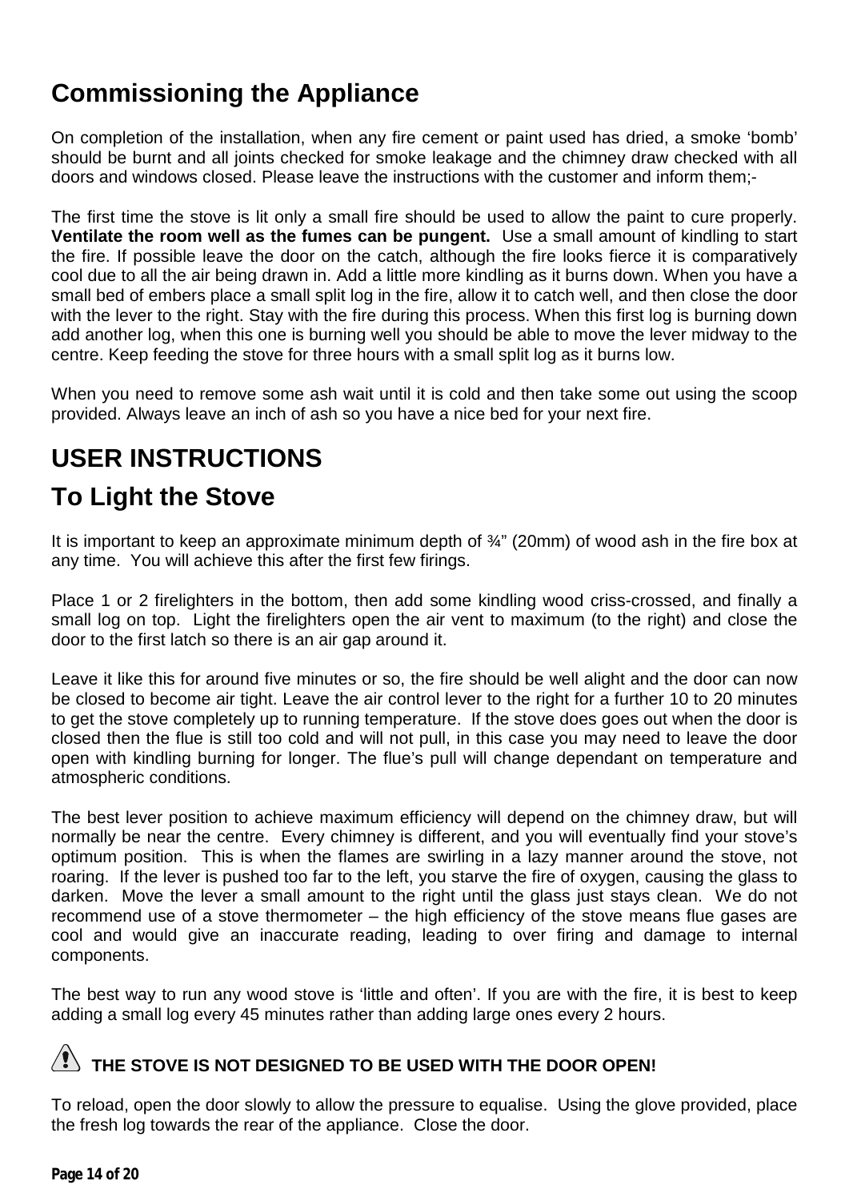# Commissioning the Appliance

On completion of the installation, when any fire cement or paint used has dried, a smoke 'bomb' should be burnt and all joints checked for smoke leakage and the chimney draw checked with all doors and windows closed. Please leave the instructions with the customer and inform them;-

The first time the stove is lit only a small fire should be used to allow the paint to cure properly. **Ventilate the room well as the fumes can be pungent.** Use a small amount of kindling to start the fire. If possible leave the door on the catch, although the fire looks fierce it is comparatively cool due to all the air being drawn in. Add a little more kindling as it burns down. When you have a small bed of embers place a small split log in the fire, allow it to catch well, and then close the door with the lever to the right. Stay with the fire during this process. When this first log is burning down add another log, when this one is burning well you should be able to move the lever midway to the centre. Keep feeding the stove for three hours with a small split log as it burns low.

When you need to remove some ash wait until it is cold and then take some out using the scoop provided. Always leave an inch of ash so you have a nice bed for your next fire.

# USER INSTRUCTIONS

## To Light the Stove

It is important to keep an approximate minimum depth of ¾" (20mm) of wood ash in the fire box at any time. You will achieve this after the first few firings.

Place 1 or 2 firelighters in the bottom, then add some kindling wood criss-crossed, and finally a small log on top. Light the firelighters open the air vent to maximum (to the right) and close the door to the first latch so there is an air gap around it.

Leave it like this for around five minutes or so, the fire should be well alight and the door can now be closed to become air tight. Leave the air control lever to the right for a further 10 to 20 minutes to get the stove completely up to running temperature. If the stove does goes out when the door is closed then the flue is still too cold and will not pull, in this case you may need to leave the door open with kindling burning for longer. The flue's pull will change dependant on temperature and atmospheric conditions.

The best lever position to achieve maximum efficiency will depend on the chimney draw, but will normally be near the centre. Every chimney is different, and you will eventually find your stove's optimum position. This is when the flames are swirling in a lazy manner around the stove, not roaring. If the lever is pushed too far to the left, you starve the fire of oxygen, causing the glass to darken. Move the lever a small amount to the right until the glass just stays clean. We do not recommend use of a stove thermometer – the high efficiency of the stove means flue gases are cool and would give an inaccurate reading, leading to over firing and damage to internal components.

The best way to run any wood stove is 'little and often'. If you are with the fire, it is best to keep adding a small log every 45 minutes rather than adding large ones every 2 hours.

**⚠ THE STOVE IS NOT DESIGNED TO BE USED WITH THE DOOR OPEN!**

To reload, open the door slowly to allow the pressure to equalise. Using the glove provided, place the fresh log towards the rear of the appliance. Close the door.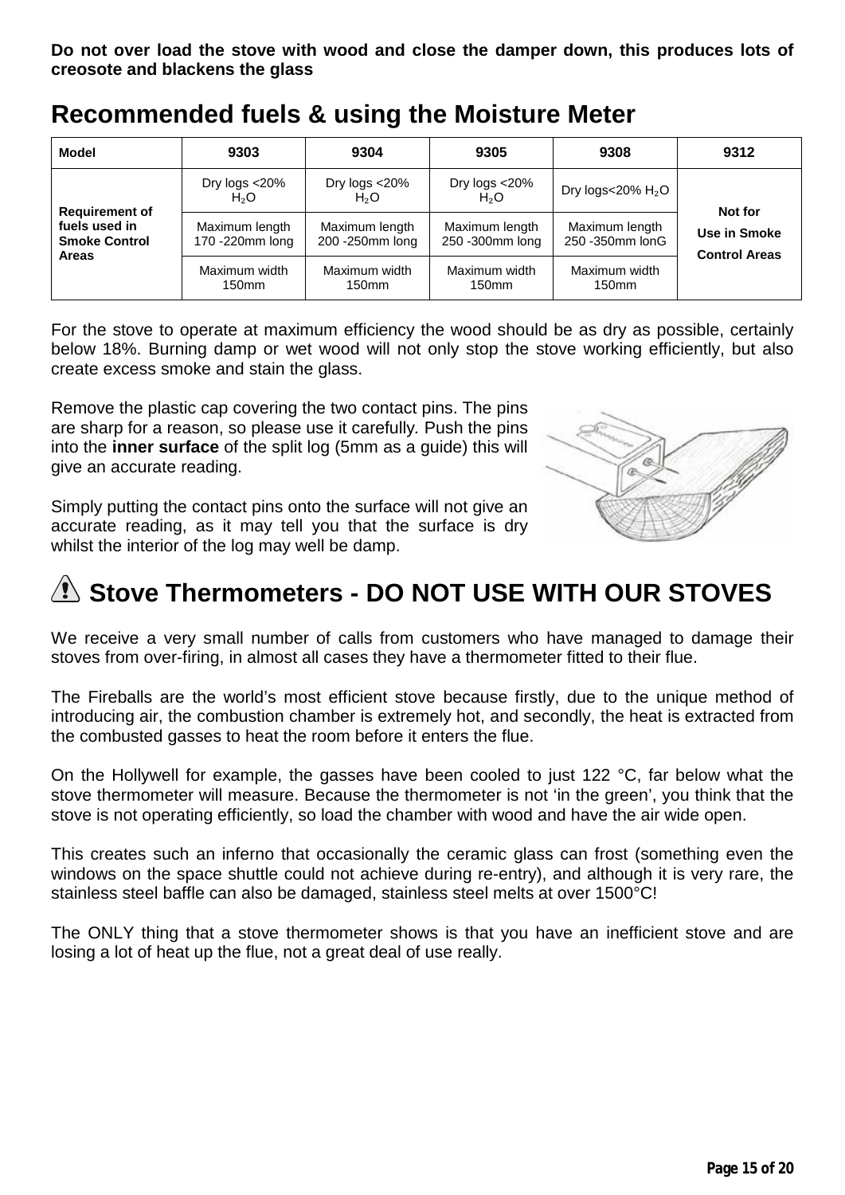**Do not over load the stove with wood and close the damper down, this produces lots of creosote and blackens the glass**

# Recommended fuels & using the Moisture Meter

| Model | 9303 | 9304 | 9305 | 9308 | 9312 |
|---|---|---|---|---|---|
| **Requirement of fuels used in Smoke Control Areas** | Dry logs <20% $H_2O$ | Dry logs <20% $H_2O$ | Dry logs <20% $H_2O$ | Dry logs<20% $H_2O$ | **Not for Use in Smoke Control Areas** |
| | Maximum length 170 -220mm long | Maximum length 200 -250mm long | Maximum length 250 -300mm long | Maximum length 250 -350mm lonG | |
| | Maximum width 150mm | Maximum width 150mm | Maximum width 150mm | Maximum width 150mm | |

For the stove to operate at maximum efficiency the wood should be as dry as possible, certainly below 18%. Burning damp or wet wood will not only stop the stove working efficiently, but also create excess smoke and stain the glass.

Remove the plastic cap covering the two contact pins. The pins are sharp for a reason, so please use it carefully. Push the pins into the **inner surface** of the split log (5mm as a guide) this will give an accurate reading.

Simply putting the contact pins onto the surface will not give an accurate reading, as it may tell you that the surface is dry whilst the interior of the log may well be damp.

# Stove Thermometers - DO NOT USE WITH OUR STOVES

We receive a very small number of calls from customers who have managed to damage their stoves from over-firing, in almost all cases they have a thermometer fitted to their flue.

The Fireballs are the world's most efficient stove because firstly, due to the unique method of introducing air, the combustion chamber is extremely hot, and secondly, the heat is extracted from the combusted gasses to heat the room before it enters the flue.

On the Hollywell for example, the gasses have been cooled to just 122 °C, far below what the stove thermometer will measure. Because the thermometer is not 'in the green', you think that the stove is not operating efficiently, so load the chamber with wood and have the air wide open.

This creates such an inferno that occasionally the ceramic glass can frost (something even the windows on the space shuttle could not achieve during re-entry), and although it is very rare, the stainless steel baffle can also be damaged, stainless steel melts at over 1500°C!

The ONLY thing that a stove thermometer shows is that you have an inefficient stove and are losing a lot of heat up the flue, not a great deal of use really.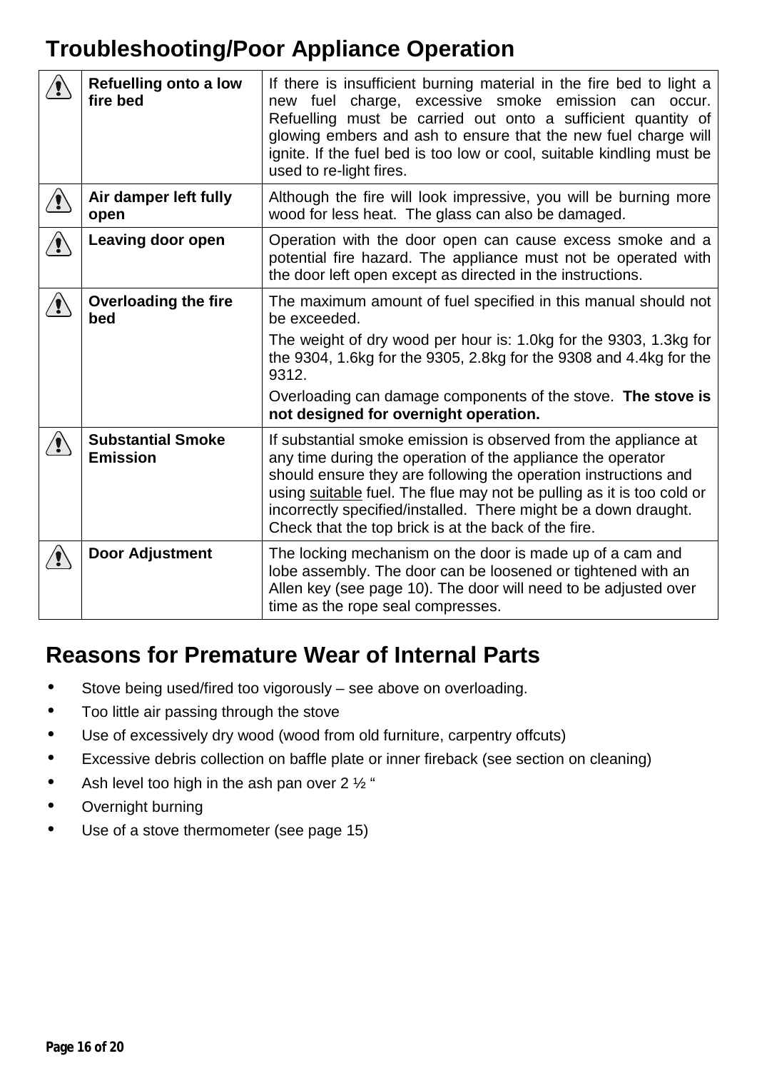# Troubleshooting/Poor Appliance Operation

| | | |
|---|---|---|
| ⚠ | **Refuelling onto a low fire bed** | If there is insufficient burning material in the fire bed to light a new fuel charge, excessive smoke emission can occur. Refuelling must be carried out onto a sufficient quantity of glowing embers and ash to ensure that the new fuel charge will ignite. If the fuel bed is too low or cool, suitable kindling must be used to re-light fires. |
| ⚠ | **Air damper left fully open** | Although the fire will look impressive, you will be burning more wood for less heat. The glass can also be damaged. |
| ⚠ | **Leaving door open** | Operation with the door open can cause excess smoke and a potential fire hazard. The appliance must not be operated with the door left open except as directed in the instructions. |
| ⚠ | **Overloading the fire bed** | The maximum amount of fuel specified in this manual should not be exceeded.<br>The weight of dry wood per hour is: 1.0kg for the 9303, 1.3kg for the 9304, 1.6kg for the 9305, 2.8kg for the 9308 and 4.4kg for the 9312.<br>Overloading can damage components of the stove. **The stove is not designed for overnight operation.** |
| ⚠ | **Substantial Smoke Emission** | If substantial smoke emission is observed from the appliance at any time during the operation of the appliance the operator should ensure they are following the operation instructions and using suitable fuel. The flue may not be pulling as it is too cold or incorrectly specified/installed. There might be a down draught. Check that the top brick is at the back of the fire. |
| ⚠ | **Door Adjustment** | The locking mechanism on the door is made up of a cam and lobe assembly. The door can be loosened or tightened with an Allen key (see page 10). The door will need to be adjusted over time as the rope seal compresses. |

# Reasons for Premature Wear of Internal Parts

- Stove being used/fired too vigorously – see above on overloading.
- Too little air passing through the stove
- Use of excessively dry wood (wood from old furniture, carpentry offcuts)
- Excessive debris collection on baffle plate or inner fireback (see section on cleaning)
- Ash level too high in the ash pan over 2 ½ "
- Overnight burning
- Use of a stove thermometer (see page 15)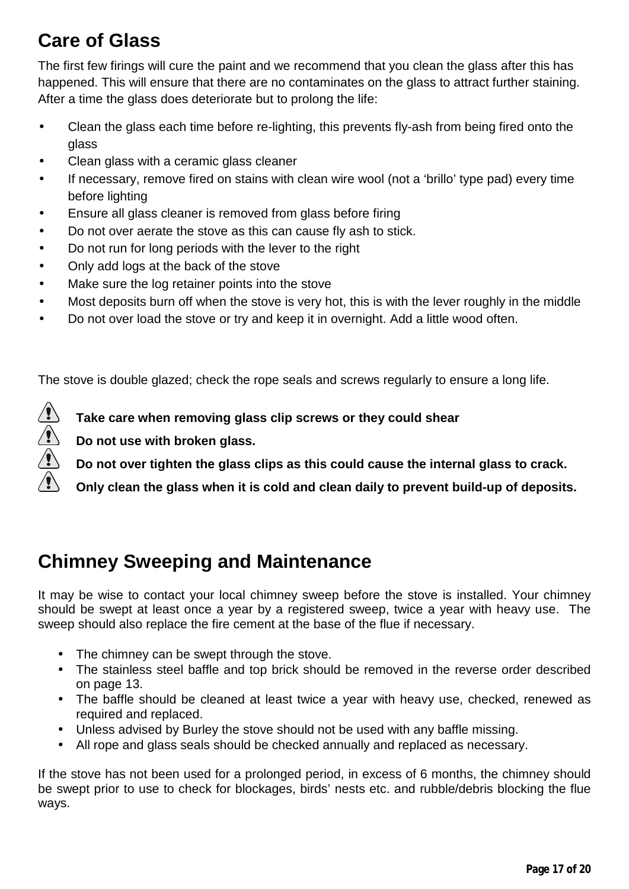## Care of Glass

The first few firings will cure the paint and we recommend that you clean the glass after this has happened. This will ensure that there are no contaminates on the glass to attract further staining. After a time the glass does deteriorate but to prolong the life:

- Clean the glass each time before re-lighting, this prevents fly-ash from being fired onto the glass
- Clean glass with a ceramic glass cleaner
- If necessary, remove fired on stains with clean wire wool (not a 'brillo' type pad) every time before lighting
- Ensure all glass cleaner is removed from glass before firing
- Do not over aerate the stove as this can cause fly ash to stick.
- Do not run for long periods with the lever to the right
- Only add logs at the back of the stove
- Make sure the log retainer points into the stove
- Most deposits burn off when the stove is very hot, this is with the lever roughly in the middle
- Do not over load the stove or try and keep it in overnight. Add a little wood often.

The stove is double glazed; check the rope seals and screws regularly to ensure a long life.

⚠ **Take care when removing glass clip screws or they could shear**

⚠ **Do not use with broken glass.**

⚠ **Do not over tighten the glass clips as this could cause the internal glass to crack.**

⚠ **Only clean the glass when it is cold and clean daily to prevent build-up of deposits.**

## Chimney Sweeping and Maintenance

It may be wise to contact your local chimney sweep before the stove is installed. Your chimney should be swept at least once a year by a registered sweep, twice a year with heavy use. The sweep should also replace the fire cement at the base of the flue if necessary.

- The chimney can be swept through the stove.
- The stainless steel baffle and top brick should be removed in the reverse order described on page 13.
- The baffle should be cleaned at least twice a year with heavy use, checked, renewed as required and replaced.
- Unless advised by Burley the stove should not be used with any baffle missing.
- All rope and glass seals should be checked annually and replaced as necessary.

If the stove has not been used for a prolonged period, in excess of 6 months, the chimney should be swept prior to use to check for blockages, birds' nests etc. and rubble/debris blocking the flue ways.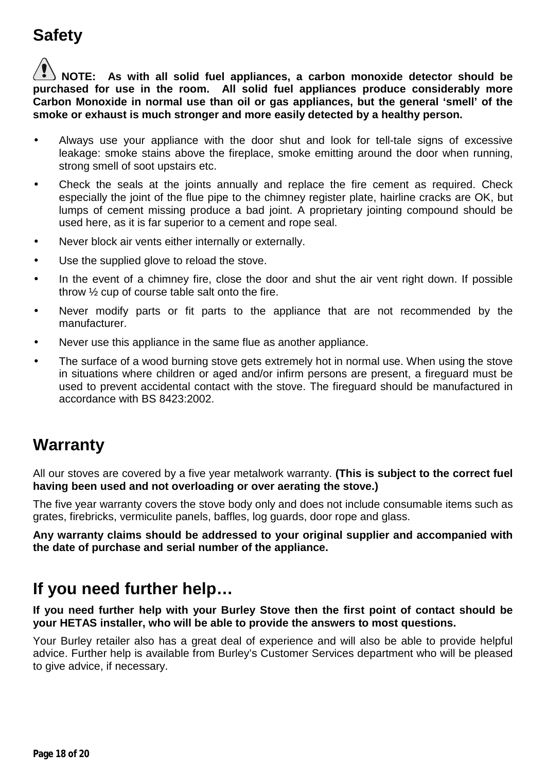## Safety

**NOTE: As with all solid fuel appliances, a carbon monoxide detector should be purchased for use in the room. All solid fuel appliances produce considerably more Carbon Monoxide in normal use than oil or gas appliances, but the general 'smell' of the smoke or exhaust is much stronger and more easily detected by a healthy person.**

- Always use your appliance with the door shut and look for tell-tale signs of excessive leakage: smoke stains above the fireplace, smoke emitting around the door when running, strong smell of soot upstairs etc.
- Check the seals at the joints annually and replace the fire cement as required. Check especially the joint of the flue pipe to the chimney register plate, hairline cracks are OK, but lumps of cement missing produce a bad joint. A proprietary jointing compound should be used here, as it is far superior to a cement and rope seal.
- Never block air vents either internally or externally.
- Use the supplied glove to reload the stove.
- In the event of a chimney fire, close the door and shut the air vent right down. If possible throw ½ cup of course table salt onto the fire.
- Never modify parts or fit parts to the appliance that are not recommended by the manufacturer.
- Never use this appliance in the same flue as another appliance.
- The surface of a wood burning stove gets extremely hot in normal use. When using the stove in situations where children or aged and/or infirm persons are present, a fireguard must be used to prevent accidental contact with the stove. The fireguard should be manufactured in accordance with BS 8423:2002.

## Warranty

All our stoves are covered by a five year metalwork warranty. **(This is subject to the correct fuel having been used and not overloading or over aerating the stove.)**

The five year warranty covers the stove body only and does not include consumable items such as grates, firebricks, vermiculite panels, baffles, log guards, door rope and glass.

**Any warranty claims should be addressed to your original supplier and accompanied with the date of purchase and serial number of the appliance.**

## If you need further help…

**If you need further help with your Burley Stove then the first point of contact should be your HETAS installer, who will be able to provide the answers to most questions.**

Your Burley retailer also has a great deal of experience and will also be able to provide helpful advice. Further help is available from Burley's Customer Services department who will be pleased to give advice, if necessary.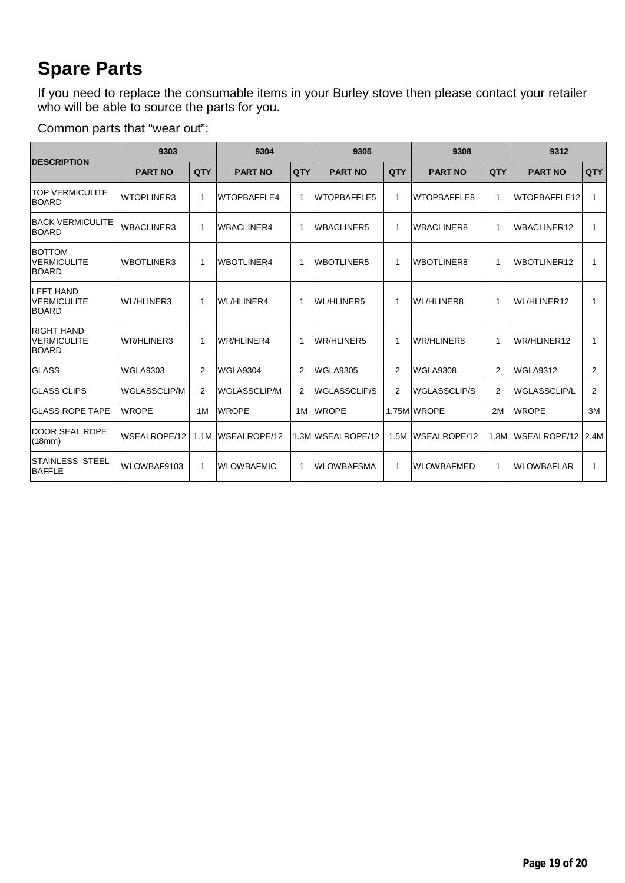# Spare Parts

If you need to replace the consumable items in your Burley stove then please contact your retailer who will be able to source the parts for you.

Common parts that "wear out":

| DESCRIPTION | 9303 | | 9304 | | 9305 | | 9308 | | 9312 | |
|---|---|---|---|---|---|---|---|---|---|---|
| | PART NO | QTY | PART NO | QTY | PART NO | QTY | PART NO | QTY | PART NO | QTY |
| TOP VERMICULITE BOARD | WTOPLINER3 | 1 | WTOPBAFFLE4 | 1 | WTOPBAFFLE5 | 1 | WTOPBAFFLE8 | 1 | WTOPBAFFLE12 | 1 |
| BACK VERMICULITE BOARD | WBACLINER3 | 1 | WBACLINER4 | 1 | WBACLINER5 | 1 | WBACLINER8 | 1 | WBACLINER12 | 1 |
| BOTTOM VERMICULITE BOARD | WBOTLINER3 | 1 | WBOTLINER4 | 1 | WBOTLINER5 | 1 | WBOTLINER8 | 1 | WBOTLINER12 | 1 |
| LEFT HAND VERMICULITE BOARD | WL/HLINER3 | 1 | WL/HLINER4 | 1 | WL/HLINER5 | 1 | WL/HLINER8 | 1 | WL/HLINER12 | 1 |
| RIGHT HAND VERMICULITE BOARD | WR/HLINER3 | 1 | WR/HLINER4 | 1 | WR/HLINER5 | 1 | WR/HLINER8 | 1 | WR/HLINER12 | 1 |
| GLASS | WGLA9303 | 2 | WGLA9304 | 2 | WGLA9305 | 2 | WGLA9308 | 2 | WGLA9312 | 2 |
| GLASS CLIPS | WGLASSCLIP/M | 2 | WGLASSCLIP/M | 2 | WGLASSCLIP/S | 2 | WGLASSCLIP/S | 2 | WGLASSCLIP/L | 2 |
| GLASS ROPE TAPE | WROPE | 1M | WROPE | 1M | WROPE | 1.75M | WROPE | 2M | WROPE | 3M |
| DOOR SEAL ROPE (18mm) | WSEALROPE/12 | 1.1M | WSEALROPE/12 | 1.3M | WSEALROPE/12 | 1.5M | WSEALROPE/12 | 1.8M | WSEALROPE/12 | 2.4M |
| STAINLESS STEEL BAFFLE | WLOWBAF9103 | 1 | WLOWBAFMIC | 1 | WLOWBAFSMA | 1 | WLOWBAFMED | 1 | WLOWBAFLAR | 1 |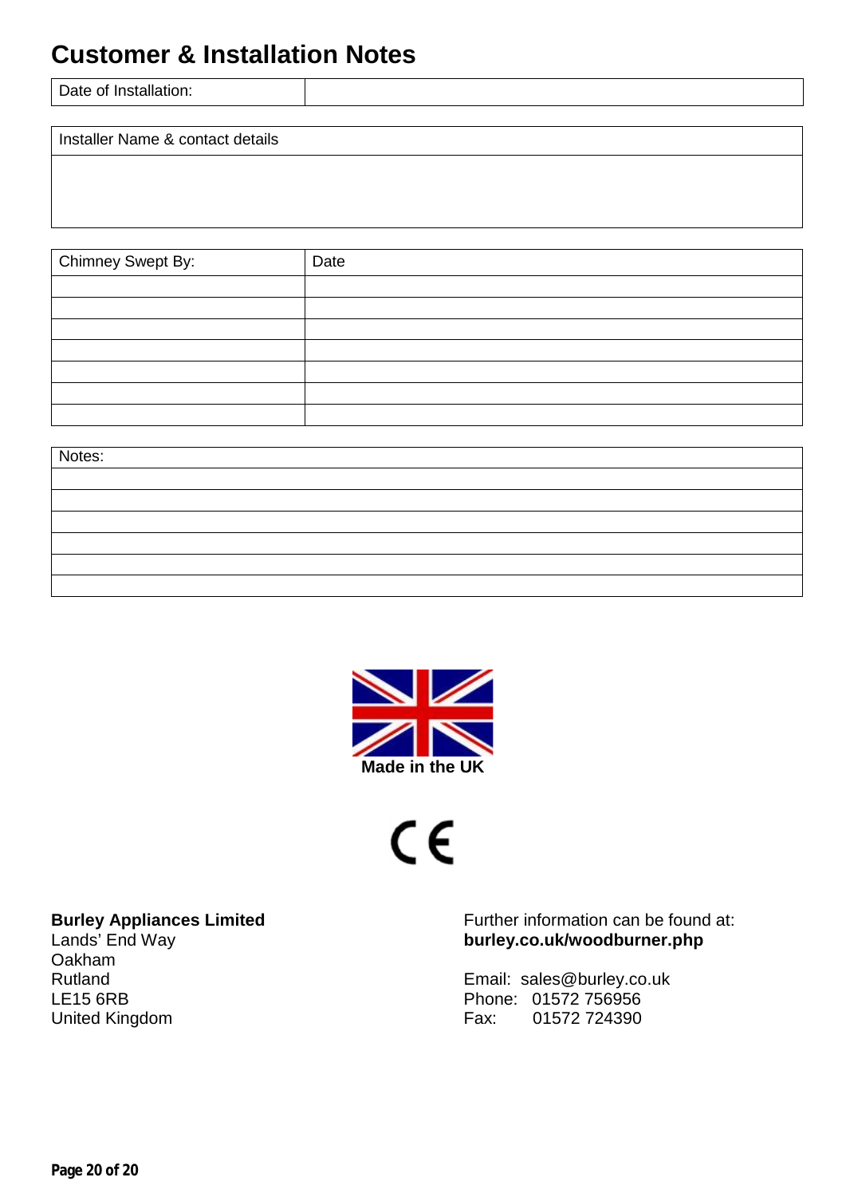# Customer & Installation Notes

| | |
|---|---|
| Date of Installation: | |

| Installer Name & contact details |
|---|
| |

| Chimney Swept By: | Date |
|---|---|
| | |
| | |
| | |
| | |
| | |
| | |
| | |

| Notes: |
|---|
| |
| |
| |
| |
| |
| |

Made in the UK

CE

**Burley Appliances Limited**
Lands' End Way
Oakham
Rutland
LE15 6RB
United Kingdom

Further information can be found at:
**burley.co.uk/woodburner.php**

Email: sales@burley.co.uk
Phone: 01572 756956
Fax: 01572 724390